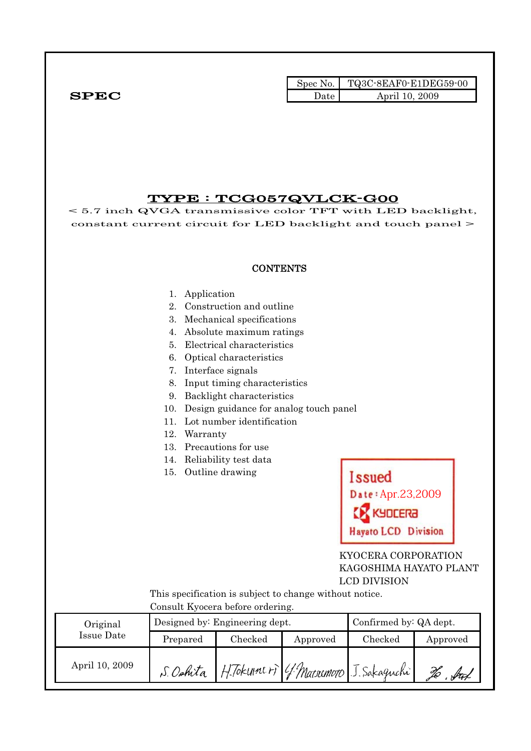**SPEC**

| Spec No. | TQ3C-8EAF0-E1DEG59-00 |
|---|---|
| Date | April 10, 2009 |

# TYPE : TCG057QVLCK-G00

< 5.7 inch QVGA transmissive color TFT with LED backlight, constant current circuit for LED backlight and touch panel >

## CONTENTS

1. Application
2. Construction and outline
3. Mechanical specifications
4. Absolute maximum ratings
5. Electrical characteristics
6. Optical characteristics
7. Interface signals
8. Input timing characteristics
9. Backlight characteristics
10. Design guidance for analog touch panel
11. Lot number identification
12. Warranty
13. Precautions for use
14. Reliability test data
15. Outline drawing

Issued
Date : Apr.23,2009
KYOCERA
Hayato LCD Division

KYOCERA CORPORATION
KAGOSHIMA HAYATO PLANT
LCD DIVISION

This specification is subject to change without notice.
Consult Kyocera before ordering.

| Original Issue Date | Designed by: Engineering dept. | | | Confirmed by: QA dept. | |
|---|---|---|---|---|---|
| | Prepared | Checked | Approved | Checked | Approved |
| April 10, 2009 | S. Oshita | H.Tokunari | Y. Matsumoto | J. Sakaguchi | (signature) |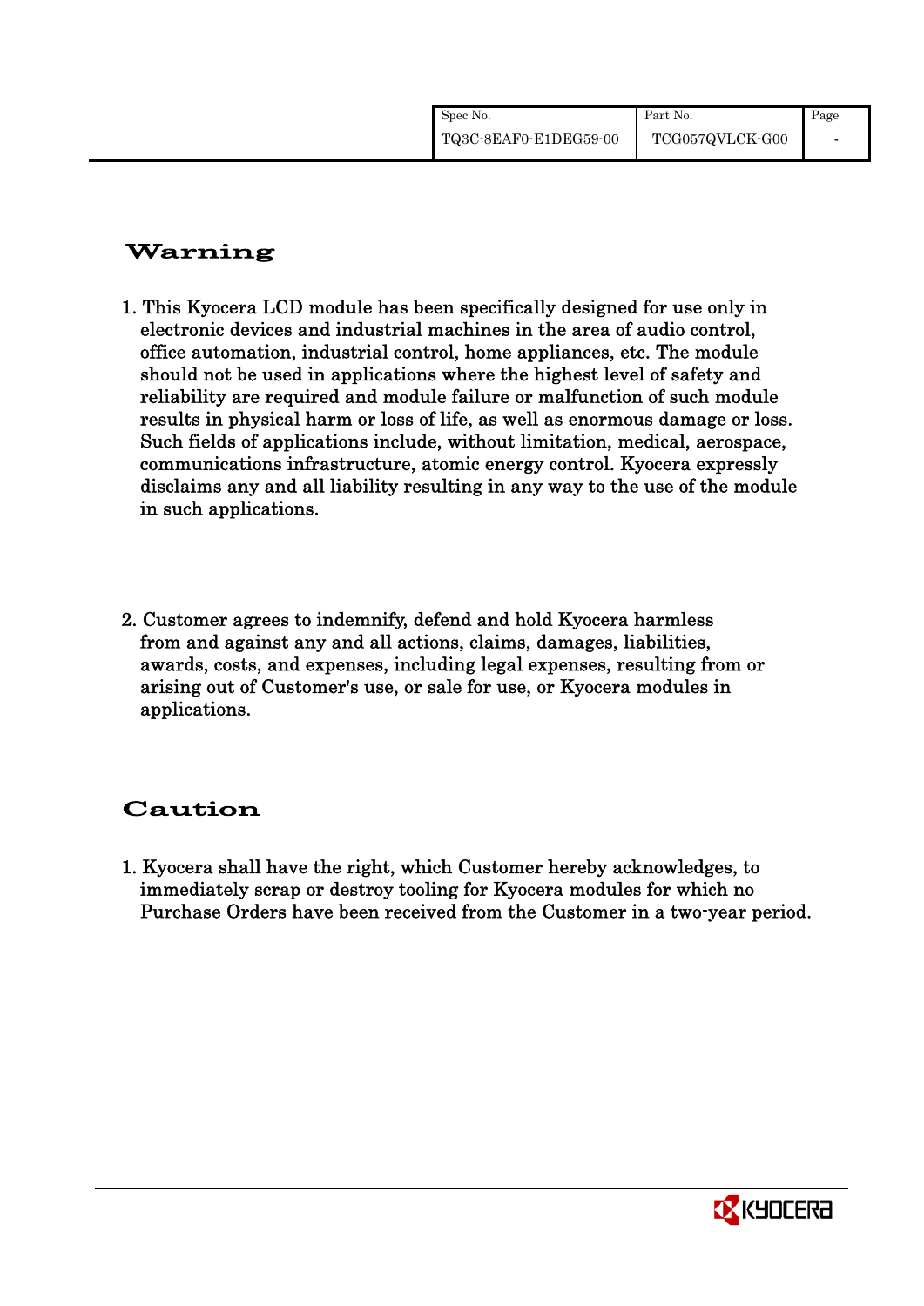## Warning

1. This Kyocera LCD module has been specifically designed for use only in electronic devices and industrial machines in the area of audio control, office automation, industrial control, home appliances, etc. The module should not be used in applications where the highest level of safety and reliability are required and module failure or malfunction of such module results in physical harm or loss of life, as well as enormous damage or loss. Such fields of applications include, without limitation, medical, aerospace, communications infrastructure, atomic energy control. Kyocera expressly disclaims any and all liability resulting in any way to the use of the module in such applications.

2. Customer agrees to indemnify, defend and hold Kyocera harmless from and against any and all actions, claims, damages, liabilities, awards, costs, and expenses, including legal expenses, resulting from or arising out of Customer's use, or sale for use, or Kyocera modules in applications.

## Caution

1. Kyocera shall have the right, which Customer hereby acknowledges, to immediately scrap or destroy tooling for Kyocera modules for which no Purchase Orders have been received from the Customer in a two-year period.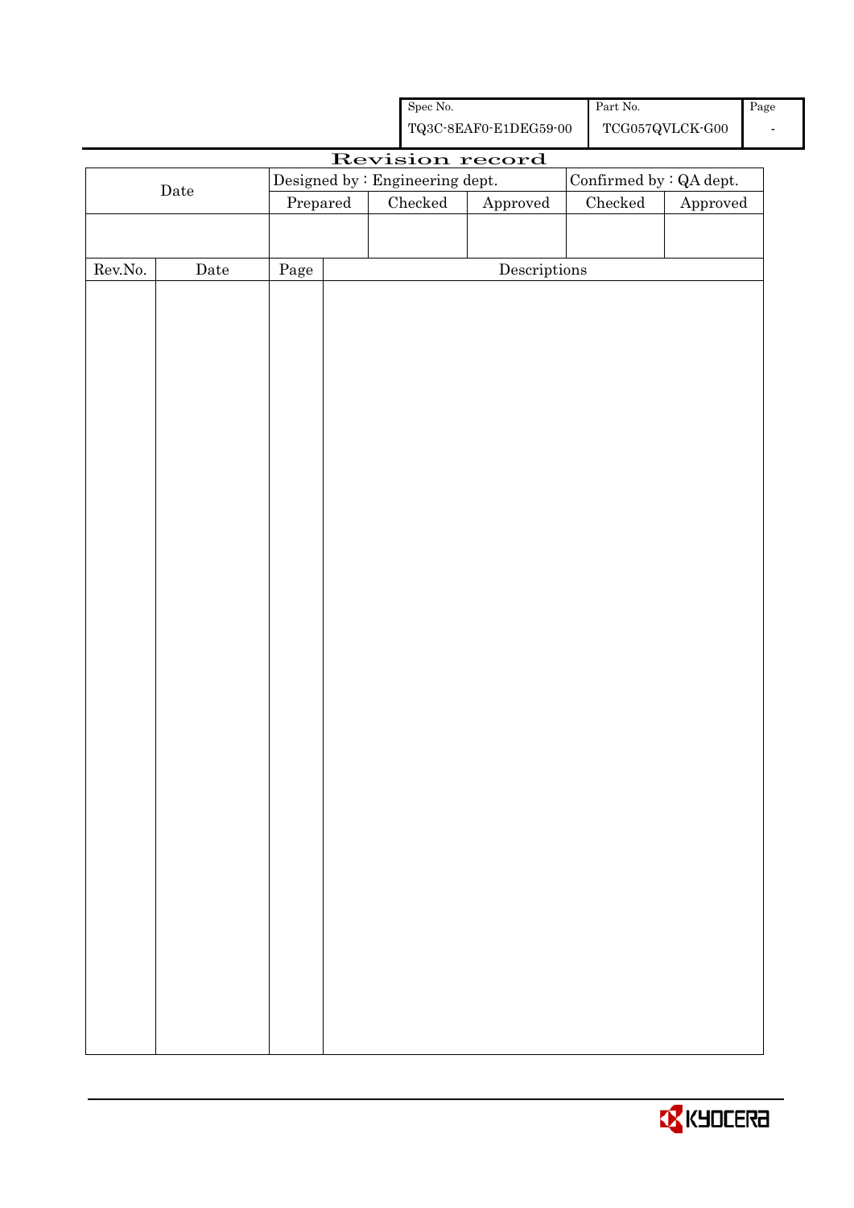| Spec No. | Part No. | Page |
|---|---|---|
| TQ3C-8EAF0-E1DEG59-00 | TCG057QVLCK-G00 | - |

# Revision record

| Date | Designed by : Engineering dept. | | | Confirmed by : QA dept. | |
|---|---|---|---|---|---|
| | Prepared | Checked | Approved | Checked | Approved |
| | | | | | |

| Rev.No. | Date | Page | Descriptions |
|---|---|---|---|
| | | | |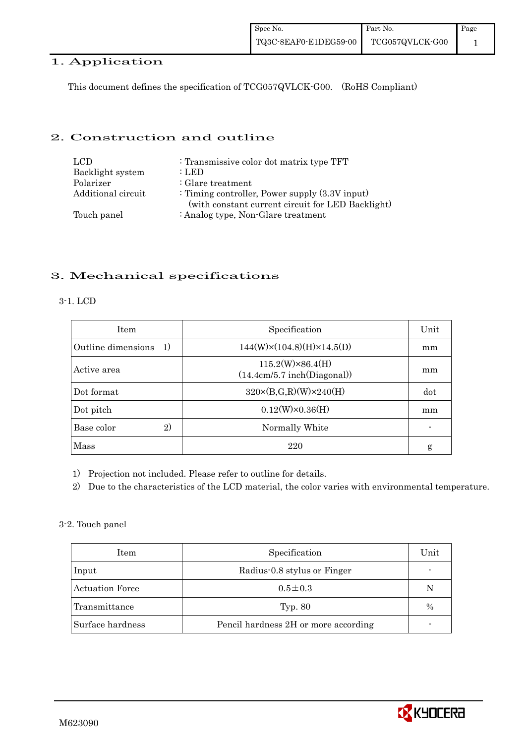## 1. Application

This document defines the specification of TCG057QVLCK-G00. (RoHS Compliant)

## 2. Construction and outline

| | |
|---|---|
| LCD | : Transmissive color dot matrix type TFT |
| Backlight system | : LED |
| Polarizer | : Glare treatment |
| Additional circuit | : Timing controller, Power supply (3.3V input) (with constant current circuit for LED Backlight) |
| Touch panel | : Analog type, Non-Glare treatment |

## 3. Mechanical specifications

### 3-1. LCD

| Item | Specification | Unit |
|---|---|---|
| Outline dimensions 1) | 144(W)×(104.8)(H)×14.5(D) | mm |
| Active area | 115.2(W)×86.4(H) (14.4cm/5.7 inch(Diagonal)) | mm |
| Dot format | 320×(B,G,R)(W)×240(H) | dot |
| Dot pitch | 0.12(W)×0.36(H) | mm |
| Base color 2) | Normally White | - |
| Mass | 220 | g |

1) Projection not included. Please refer to outline for details.

2) Due to the characteristics of the LCD material, the color varies with environmental temperature.

### 3-2. Touch panel

| Item | Specification | Unit |
|---|---|---|
| Input | Radius-0.8 stylus or Finger | - |
| Actuation Force | 0.5±0.3 | N |
| Transmittance | Typ. 80 | % |
| Surface hardness | Pencil hardness 2H or more according | - |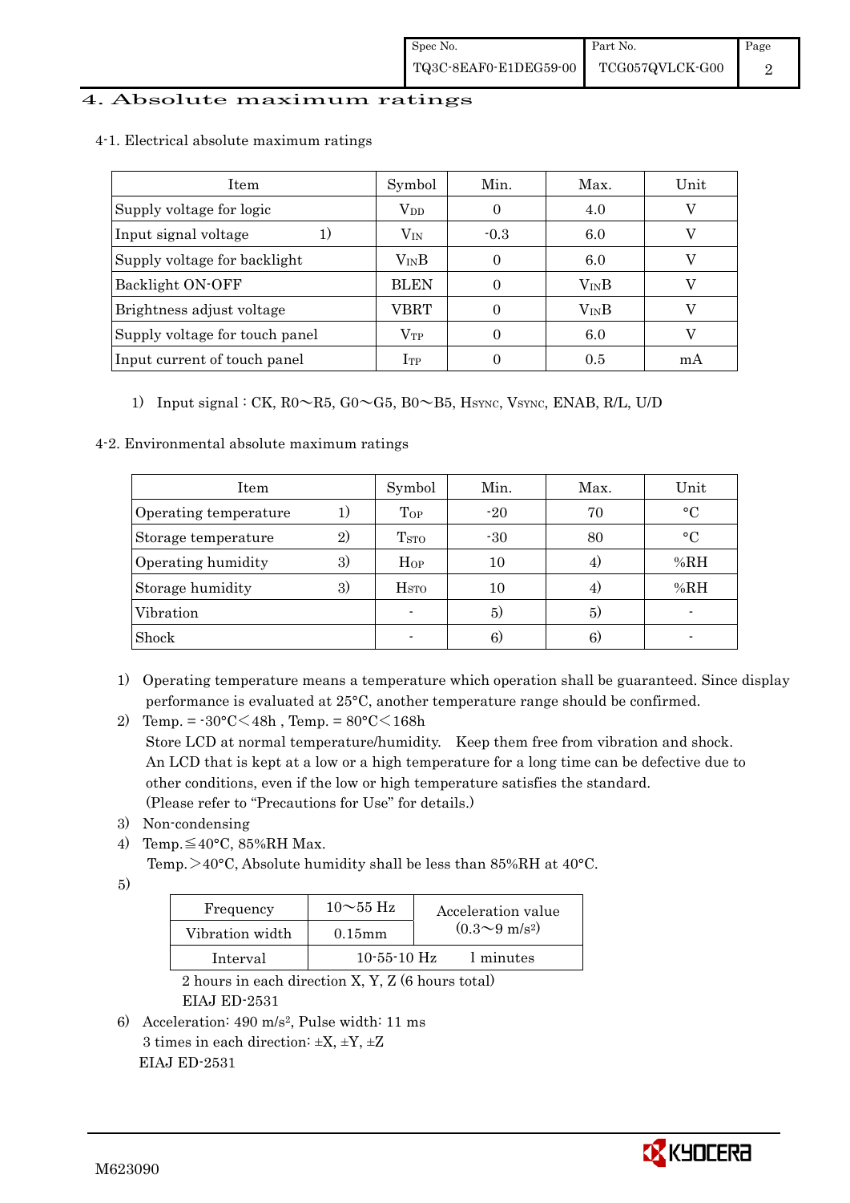# 4. Absolute maximum ratings

4-1. Electrical absolute maximum ratings

| Item | Symbol | Min. | Max. | Unit |
|---|---|---|---|---|
| Supply voltage for logic | $V_{DD}$ | 0 | 4.0 | V |
| Input signal voltage 1) | $V_{IN}$ | -0.3 | 6.0 | V |
| Supply voltage for backlight | $V_{IN}B$ | 0 | 6.0 | V |
| Backlight ON-OFF | BLEN | 0 | $V_{IN}B$ | V |
| Brightness adjust voltage | VBRT | 0 | $V_{IN}B$ | V |
| Supply voltage for touch panel | $V_{TP}$ | 0 | 6.0 | V |
| Input current of touch panel | $I_{TP}$ | 0 | 0.5 | mA |

1) Input signal : CK, R0～R5, G0～G5, B0～B5, $H_{SYNC}$, $V_{SYNC}$, ENAB, R/L, U/D

4-2. Environmental absolute maximum ratings

| Item | Symbol | Min. | Max. | Unit |
|---|---|---|---|---|
| Operating temperature 1) | $T_{OP}$ | -20 | 70 | °C |
| Storage temperature 2) | $T_{STO}$ | -30 | 80 | °C |
| Operating humidity 3) | $H_{OP}$ | 10 | 4) | %RH |
| Storage humidity 3) | $H_{STO}$ | 10 | 4) | %RH |
| Vibration | - | 5) | 5) | - |
| Shock | - | 6) | 6) | - |

1) Operating temperature means a temperature which operation shall be guaranteed. Since display performance is evaluated at 25°C, another temperature range should be confirmed.

2) Temp. = -30°C＜48h , Temp. = 80°C＜168h
Store LCD at normal temperature/humidity. Keep them free from vibration and shock.
An LCD that is kept at a low or a high temperature for a long time can be defective due to other conditions, even if the low or high temperature satisfies the standard.
(Please refer to "Precautions for Use" for details.)

3) Non-condensing

4) Temp.≦40°C, 85%RH Max.
Temp.＞40°C, Absolute humidity shall be less than 85%RH at 40°C.

5)

| Frequency | 10～55 Hz | Acceleration value ($0.3$～$9\ m/s^2$) |
|---|---|---|
| Vibration width | 0.15mm | |
| Interval | 10-55-10 Hz | 1 minutes |

2 hours in each direction X, Y, Z (6 hours total)
EIAJ ED-2531

6) Acceleration: $490\ m/s^2$, Pulse width: 11 ms
3 times in each direction: ±X, ±Y, ±Z
EIAJ ED-2531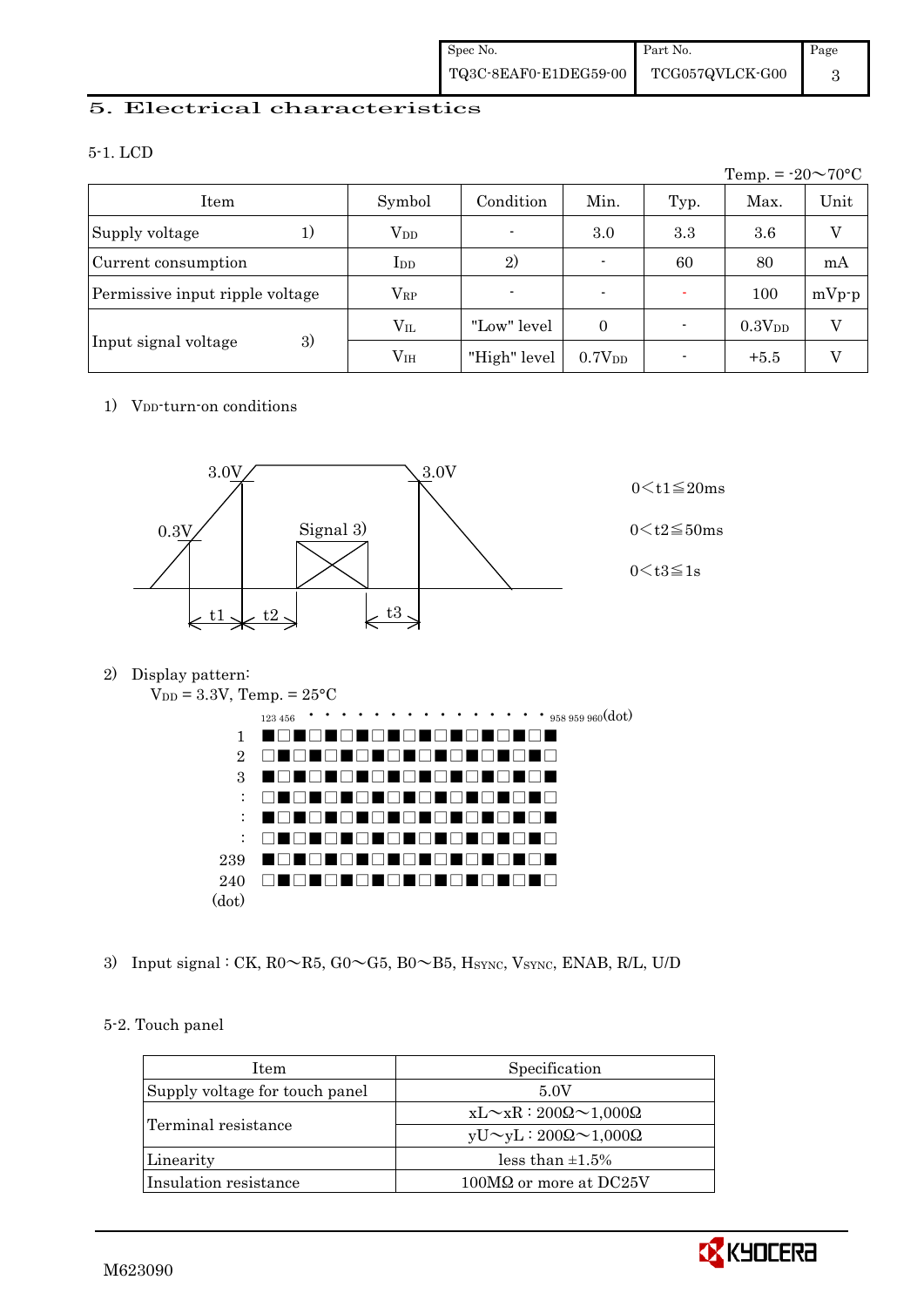## 5. Electrical characteristics

### 5-1. LCD

Temp. = -20～70°C

| Item | | Symbol | Condition | Min. | Typ. | Max. | Unit |
|---|---|---|---|---|---|---|---|
| Supply voltage | 1) | $V_{DD}$ | - | 3.0 | 3.3 | 3.6 | V |
| Current consumption | | $I_{DD}$ | 2) | - | 60 | 80 | mA |
| Permissive input ripple voltage | | $V_{RP}$ | - | - | - | 100 | mVp-p |
| Input signal voltage | 3) | $V_{IL}$ | "Low" level | 0 | - | $0.3V_{DD}$ | V |
| | | $V_{IH}$ | "High" level | $0.7V_{DD}$ | - | +5.5 | V |

1) $V_{DD}$-turn-on conditions

3.0V 0.3V Signal 3) 3.0V t1 t2 t3

$0 < t1 \leqq 20$ms

$0 < t2 \leqq 50$ms

$0 < t3 \leqq 1$s

2) Display pattern:

$V_{DD}$ = 3.3V, Temp. = 25°C

123 456 · · · · · · · · · · · · · · 958 959 960(dot)

1, 2, 3, :, :, :, 239, 240 (dot)

3) Input signal : CK, R0～R5, G0～G5, B0～B5, $H_{SYNC}$, $V_{SYNC}$, ENAB, R/L, U/D

### 5-2. Touch panel

| Item | Specification |
|---|---|
| Supply voltage for touch panel | 5.0V |
| Terminal resistance | xL～xR : 200Ω～1,000Ω |
| | yU～yL : 200Ω～1,000Ω |
| Linearity | less than ±1.5% |
| Insulation resistance | 100MΩ or more at DC25V |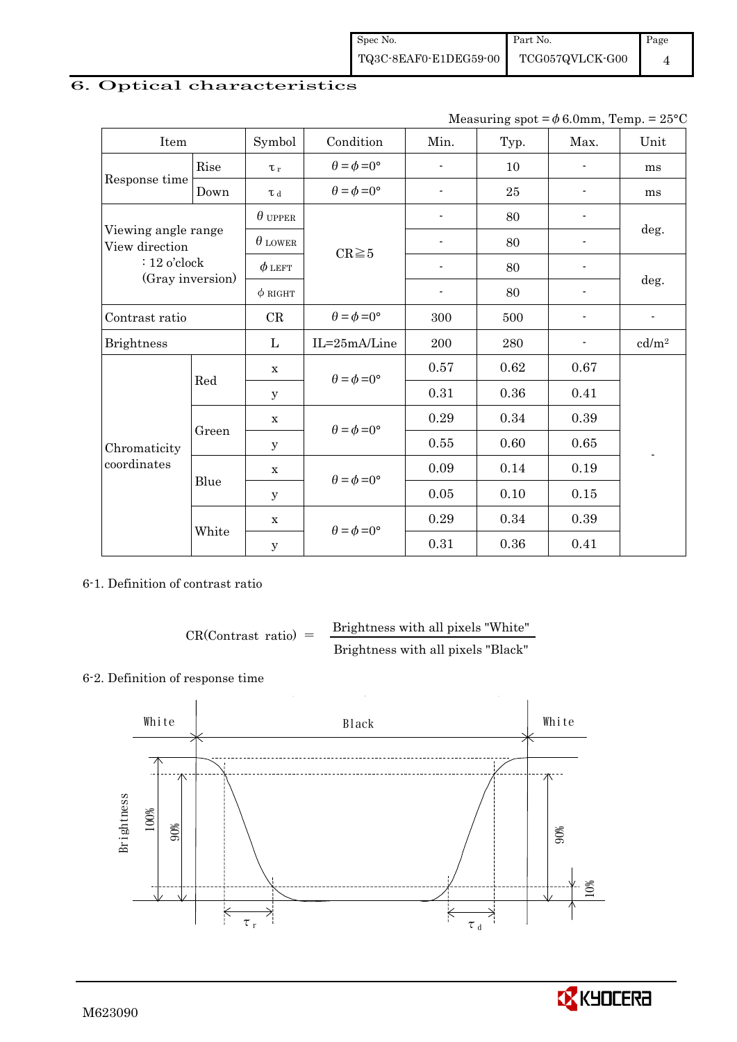## 6. Optical characteristics

Measuring spot = $\phi$ 6.0mm, Temp. = 25°C

| Item | | Symbol | Condition | Min. | Typ. | Max. | Unit |
|---|---|---|---|---|---|---|---|
| Response time | Rise | $\tau_r$ | $\theta = \phi = 0°$ | - | 10 | - | ms |
| | Down | $\tau_d$ | $\theta = \phi = 0°$ | - | 25 | - | ms |
| Viewing angle range View direction : 12 o'clock (Gray inversion) | | $\theta$ UPPER | CR≧5 | - | 80 | - | deg. |
| | | $\theta$ LOWER | | - | 80 | - | |
| | | $\phi$ LEFT | | - | 80 | - | deg. |
| | | $\phi$ RIGHT | | - | 80 | - | |
| Contrast ratio | | CR | $\theta = \phi = 0°$ | 300 | 500 | - | - |
| Brightness | | L | IL=25mA/Line | 200 | 280 | - | cd/m² |
| Chromaticity coordinates | Red | x | $\theta = \phi = 0°$ | 0.57 | 0.62 | 0.67 | - |
| | | y | | 0.31 | 0.36 | 0.41 | |
| | Green | x | $\theta = \phi = 0°$ | 0.29 | 0.34 | 0.39 | |
| | | y | | 0.55 | 0.60 | 0.65 | |
| | Blue | x | $\theta = \phi = 0°$ | 0.09 | 0.14 | 0.19 | |
| | | y | | 0.05 | 0.10 | 0.15 | |
| | White | x | $\theta = \phi = 0°$ | 0.29 | 0.34 | 0.39 | |
| | | y | | 0.31 | 0.36 | 0.41 | |

6-1. Definition of contrast ratio

$$\text{CR(Contrast ratio)} = \frac{\text{Brightness with all pixels "White"}}{\text{Brightness with all pixels "Black"}}$$

6-2. Definition of response time

White Black White

Brightness 100% 90% 90% 10%

$\tau_r$ $\tau_d$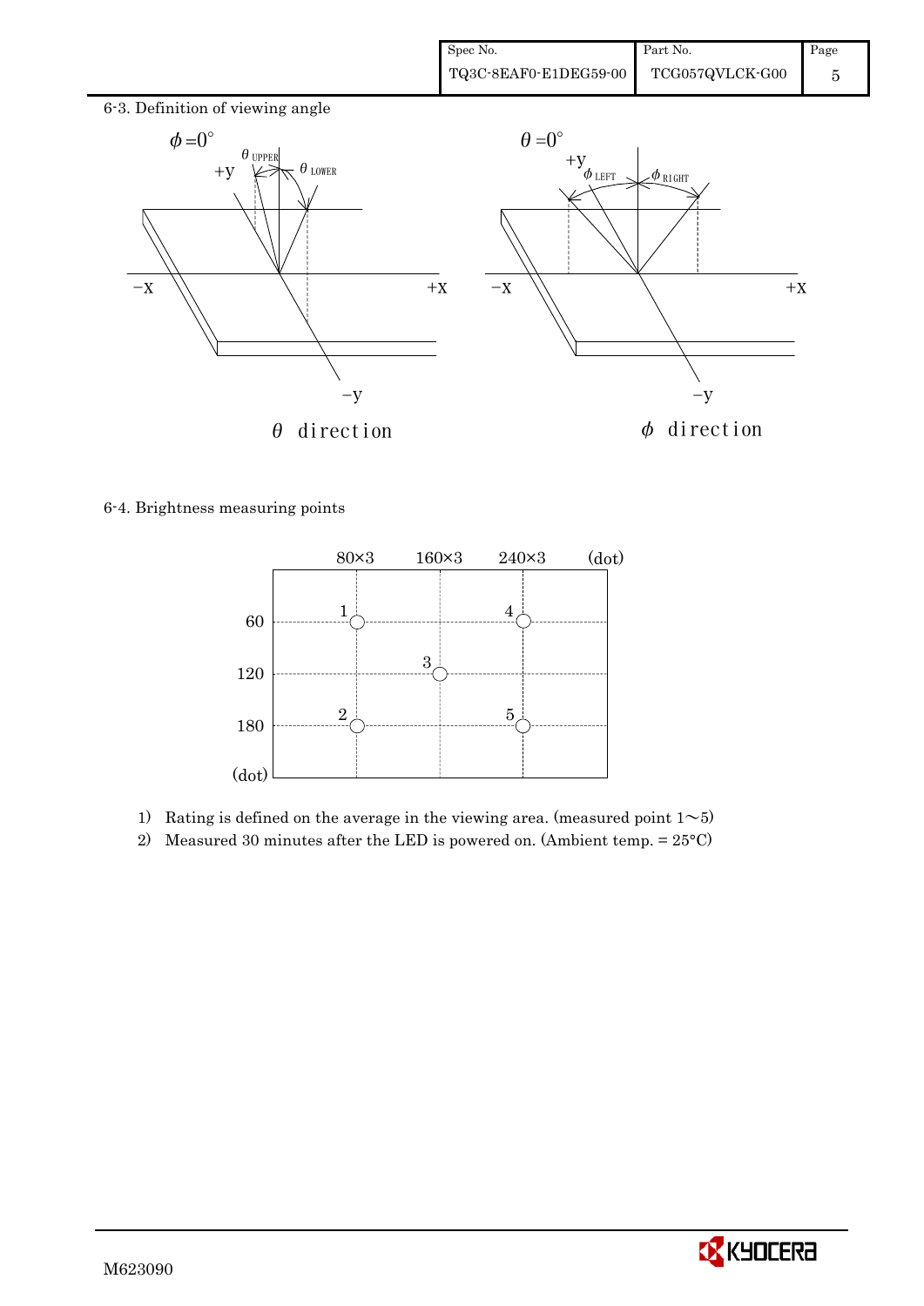## 6-3. Definition of viewing angle

$\phi = 0°$ — $\theta$ direction ($\theta_{UPPER}$, $\theta_{LOWER}$)

$\theta = 0°$ — $\phi$ direction ($\phi_{LEFT}$, $\phi_{RIGHT}$)

## 6-4. Brightness measuring points

| Point | X (dot) | Y (dot) |
|---|---|---|
| 1 | 80×3 | 60 |
| 2 | 80×3 | 180 |
| 3 | 160×3 | 120 |
| 4 | 240×3 | 60 |
| 5 | 240×3 | 180 |

1) Rating is defined on the average in the viewing area. (measured point 1～5)
2) Measured 30 minutes after the LED is powered on. (Ambient temp. = 25°C)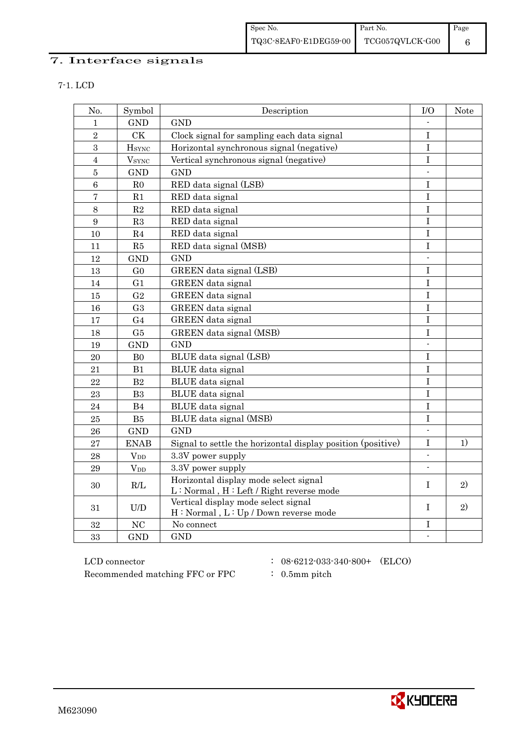## 7. Interface signals

### 7-1. LCD

| No. | Symbol | Description | I/O | Note |
|---|---|---|---|---|
| 1 | GND | GND | - | |
| 2 | CK | Clock signal for sampling each data signal | I | |
| 3 | $H_{SYNC}$ | Horizontal synchronous signal (negative) | I | |
| 4 | $V_{SYNC}$ | Vertical synchronous signal (negative) | I | |
| 5 | GND | GND | - | |
| 6 | R0 | RED data signal (LSB) | I | |
| 7 | R1 | RED data signal | I | |
| 8 | R2 | RED data signal | I | |
| 9 | R3 | RED data signal | I | |
| 10 | R4 | RED data signal | I | |
| 11 | R5 | RED data signal (MSB) | I | |
| 12 | GND | GND | - | |
| 13 | G0 | GREEN data signal (LSB) | I | |
| 14 | G1 | GREEN data signal | I | |
| 15 | G2 | GREEN data signal | I | |
| 16 | G3 | GREEN data signal | I | |
| 17 | G4 | GREEN data signal | I | |
| 18 | G5 | GREEN data signal (MSB) | I | |
| 19 | GND | GND | - | |
| 20 | B0 | BLUE data signal (LSB) | I | |
| 21 | B1 | BLUE data signal | I | |
| 22 | B2 | BLUE data signal | I | |
| 23 | B3 | BLUE data signal | I | |
| 24 | B4 | BLUE data signal | I | |
| 25 | B5 | BLUE data signal (MSB) | I | |
| 26 | GND | GND | - | |
| 27 | ENAB | Signal to settle the horizontal display position (positive) | I | 1) |
| 28 | $V_{DD}$ | 3.3V power supply | - | |
| 29 | $V_{DD}$ | 3.3V power supply | - | |
| 30 | R/L | Horizontal display mode select signal<br>L : Normal , H : Left / Right reverse mode | I | 2) |
| 31 | U/D | Vertical display mode select signal<br>H : Normal , L : Up / Down reverse mode | I | 2) |
| 32 | NC | No connect | I | |
| 33 | GND | GND | - | |

LCD connector : 08-6212-033-340-800+ (ELCO)

Recommended matching FFC or FPC : 0.5mm pitch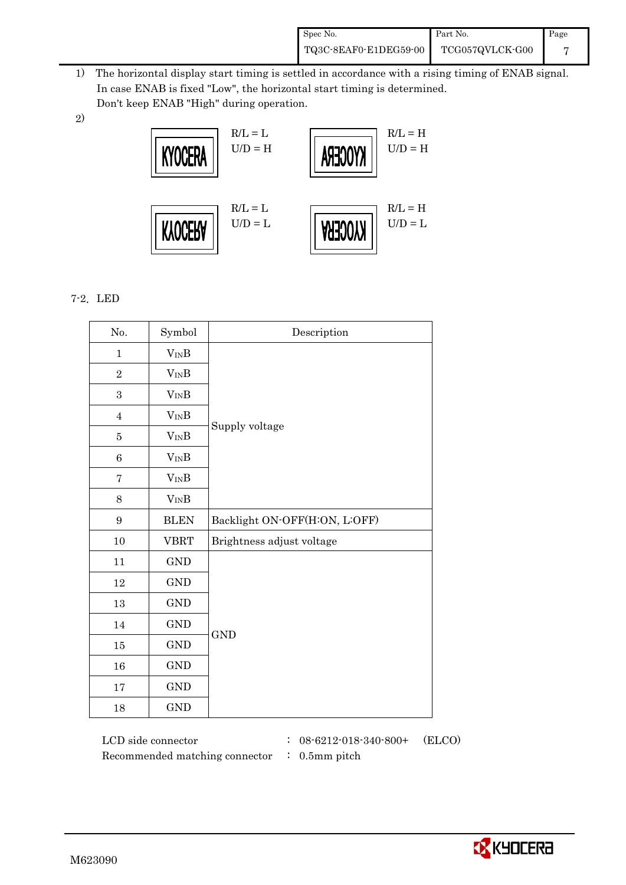1) The horizontal display start timing is settled in accordance with a rising timing of ENAB signal. In case ENAB is fixed "Low", the horizontal start timing is determined. Don't keep ENAB "High" during operation.

2)

| Display | Setting |
|---|---|
| KYOCERA | R/L = L, U/D = H |
| KYOCERA (mirrored horizontally) | R/L = H, U/D = H |
| KYOCERA (flipped vertically) | R/L = L, U/D = L |
| KYOCERA (rotated 180°) | R/L = H, U/D = L |

7-2. LED

| No. | Symbol | Description |
|---|---|---|
| 1 | $V_{IN}B$ | Supply voltage |
| 2 | $V_{IN}B$ | |
| 3 | $V_{IN}B$ | |
| 4 | $V_{IN}B$ | |
| 5 | $V_{IN}B$ | |
| 6 | $V_{IN}B$ | |
| 7 | $V_{IN}B$ | |
| 8 | $V_{IN}B$ | |
| 9 | BLEN | Backlight ON-OFF(H:ON, L:OFF) |
| 10 | VBRT | Brightness adjust voltage |
| 11 | GND | GND |
| 12 | GND | |
| 13 | GND | |
| 14 | GND | |
| 15 | GND | |
| 16 | GND | |
| 17 | GND | |
| 18 | GND | |

LCD side connector : 08-6212-018-340-800+ (ELCO)
Recommended matching connector : 0.5mm pitch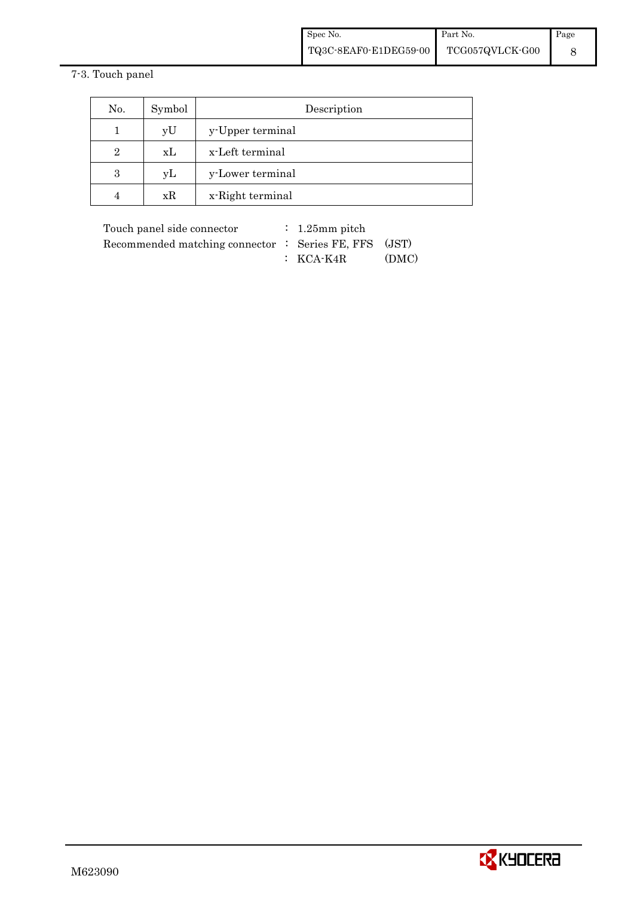7-3. Touch panel

| No. | Symbol | Description |
|---|---|---|
| 1 | yU | y-Upper terminal |
| 2 | xL | x-Left terminal |
| 3 | yL | y-Lower terminal |
| 4 | xR | x-Right terminal |

Touch panel side connector : 1.25mm pitch
Recommended matching connector : Series FE, FFS (JST)
: KCA-K4R (DMC)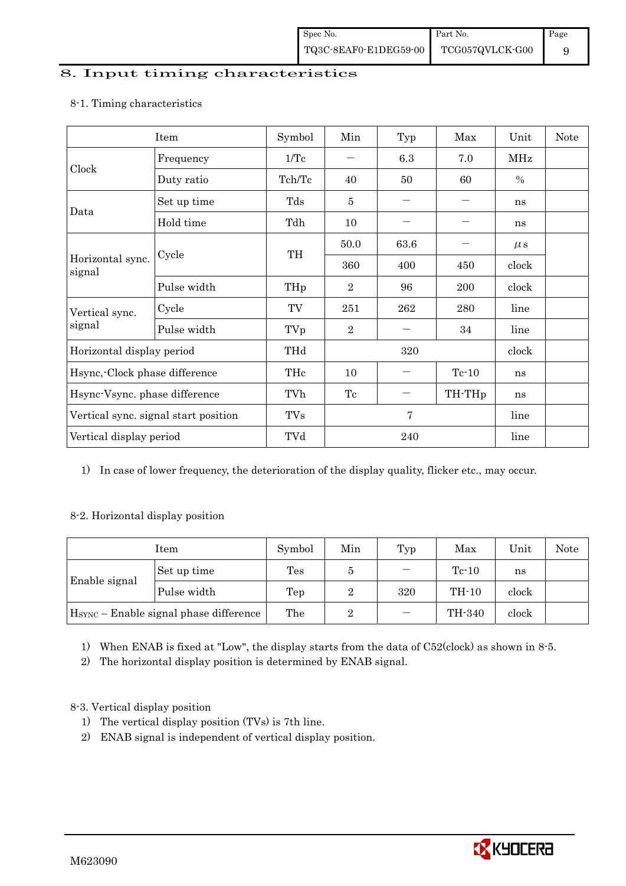# 8. Input timing characteristics

8-1. Timing characteristics

| Item | | Symbol | Min | Typ | Max | Unit | Note |
|---|---|---|---|---|---|---|---|
| Clock | Frequency | 1/Tc | — | 6.3 | 7.0 | MHz | |
| | Duty ratio | Tch/Tc | 40 | 50 | 60 | % | |
| Data | Set up time | Tds | 5 | — | — | ns | |
| | Hold time | Tdh | 10 | — | — | ns | |
| Horizontal sync. signal | Cycle | TH | 50.0 | 63.6 | — | μs | |
| | | | 360 | 400 | 450 | clock | |
| | Pulse width | THp | 2 | 96 | 200 | clock | |
| Vertical sync. signal | Cycle | TV | 251 | 262 | 280 | line | |
| | Pulse width | TVp | 2 | — | 34 | line | |
| Horizontal display period | | THd | | 320 | | clock | |
| Hsync,-Clock phase difference | | THc | 10 | — | Tc-10 | ns | |
| Hsync-Vsync. phase difference | | TVh | Tc | — | TH-THp | ns | |
| Vertical sync. signal start position | | TVs | | 7 | | line | |
| Vertical display period | | TVd | | 240 | | line | |

1) In case of lower frequency, the deterioration of the display quality, flicker etc., may occur.

8-2. Horizontal display position

| Item | | Symbol | Min | Typ | Max | Unit | Note |
|---|---|---|---|---|---|---|---|
| Enable signal | Set up time | Tes | 5 | — | Tc-10 | ns | |
| | Pulse width | Tep | 2 | 320 | TH-10 | clock | |
| $H_{SYNC}$ – Enable signal phase difference | | The | 2 | — | TH-340 | clock | |

1) When ENAB is fixed at "Low", the display starts from the data of C52(clock) as shown in 8-5.
2) The horizontal display position is determined by ENAB signal.

8-3. Vertical display position

1) The vertical display position (TVs) is 7th line.
2) ENAB signal is independent of vertical display position.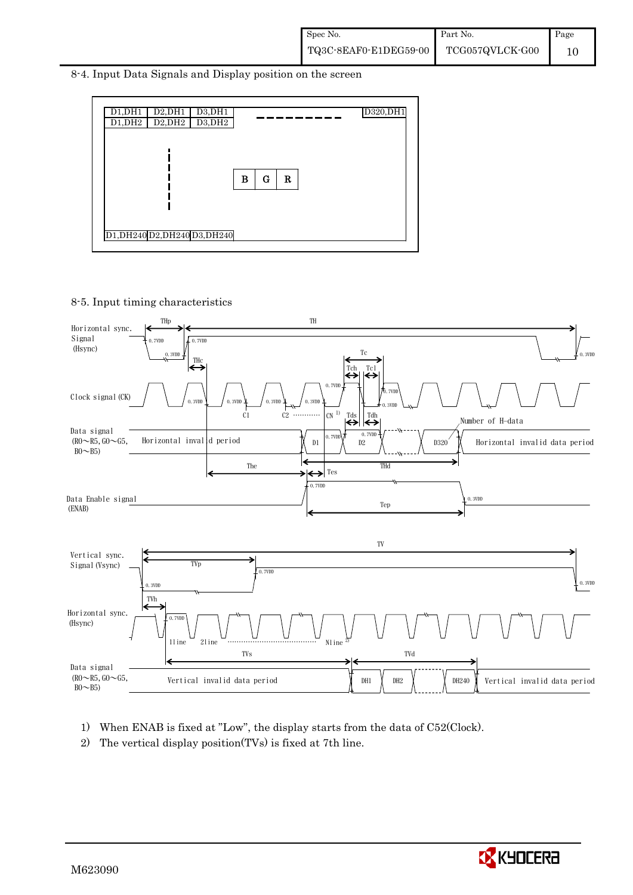## 8-4. Input Data Signals and Display position on the screen

| D1,DH1 | D2,DH1 | D3,DH1 | - - - - - - - - - | D320,DH1 |
|---|---|---|---|---|
| D1,DH2 | D2,DH2 | D3,DH2 | | |
| ⋮ | | B G R | | |
| D1,DH240 | D2,DH240 | D3,DH240 | | |

## 8-5. Input timing characteristics

Horizontal sync. Signal (Hsync): THp, TH, 0.7VDD, 0.3VDD, THc, Tc, Tch, Tcl

Clock signal (CK): 0.3VDD, 0.7VDD, C1, C2, CN [1], Tds, Tdh

Data signal (R0～R5, G0～G5, B0～B5): Horizontal invalid period, D1, D2, D320, Number of H-data, Horizontal invalid data period, The, Tes, THd

Data Enable signal (ENAB): 0.7VDD, 0.3VDD, Tep

Vertical sync. Signal (Vsync): TV, TVp, 0.7VDD, 0.3VDD, TVh

Horizontal sync. (Hsync): 0.7VDD, 1line, 2line, Nline [2]

Data signal (R0～R5, G0～G5, B0～B5): TVs, TVd, Vertical invalid data period, DH1, DH2, DH240, Vertical invalid data period

1) When ENAB is fixed at "Low", the display starts from the data of C52(Clock).

2) The vertical display position(TVs) is fixed at 7th line.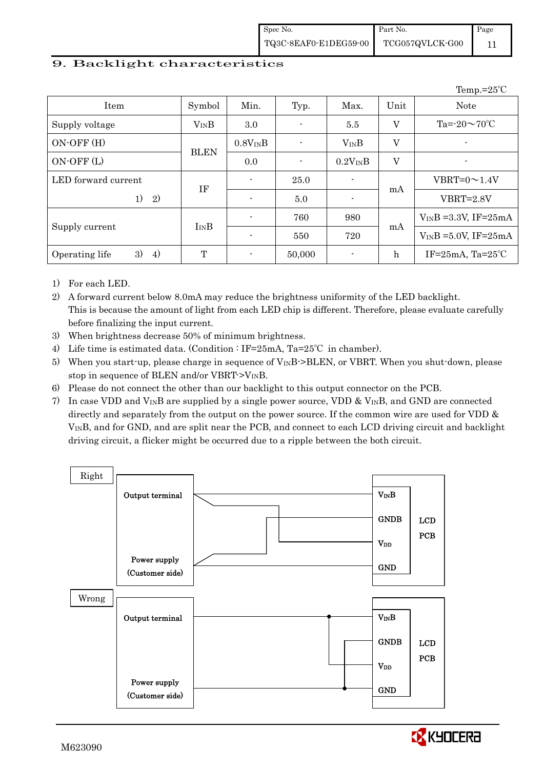## 9. Backlight characteristics

Temp.=25℃

| Item | Symbol | Min. | Typ. | Max. | Unit | Note |
|---|---|---|---|---|---|---|
| Supply voltage | $V_{IN}B$ | 3.0 | - | 5.5 | V | Ta=-20～70℃ |
| ON-OFF (H) | BLEN | $0.8V_{IN}B$ | - | $V_{IN}B$ | V | - |
| ON-OFF (L) | | 0.0 | - | $0.2V_{IN}B$ | V | - |
| LED forward current 1) 2) | IF | - | 25.0 | - | mA | VBRT=0～1.4V |
| | | - | 5.0 | - | | VBRT=2.8V |
| Supply current | $I_{IN}B$ | - | 760 | 980 | mA | $V_{IN}B$ =3.3V, IF=25mA |
| | | - | 550 | 720 | | $V_{IN}B$ =5.0V, IF=25mA |
| Operating life 3) 4) | T | - | 50,000 | - | h | IF=25mA, Ta=25℃ |

1) For each LED.
2) A forward current below 8.0mA may reduce the brightness uniformity of the LED backlight. This is because the amount of light from each LED chip is different. Therefore, please evaluate carefully before finalizing the input current.
3) When brightness decrease 50% of minimum brightness.
4) Life time is estimated data. (Condition : IF=25mA, Ta=25℃ in chamber).
5) When you start-up, please charge in sequence of $V_{IN}B$->BLEN, or VBRT. When you shut-down, please stop in sequence of BLEN and/or VBRT->$V_{IN}B$.
6) Please do not connect the other than our backlight to this output connector on the PCB.
7) In case VDD and $V_{IN}B$ are supplied by a single power source, VDD & $V_{IN}B$, and GND are connected directly and separately from the output on the power source. If the common wire are used for VDD & $V_{IN}B$, and for GND, and are split near the PCB, and connect to each LCD driving circuit and backlight driving circuit, a flicker might be occurred due to a ripple between the both circuit.

Right

Output terminal — Power supply (Customer side) — $V_{IN}B$, GNDB, $V_{DD}$, GND — LCD PCB

Wrong

Output terminal — Power supply (Customer side) — $V_{IN}B$, GNDB, $V_{DD}$, GND — LCD PCB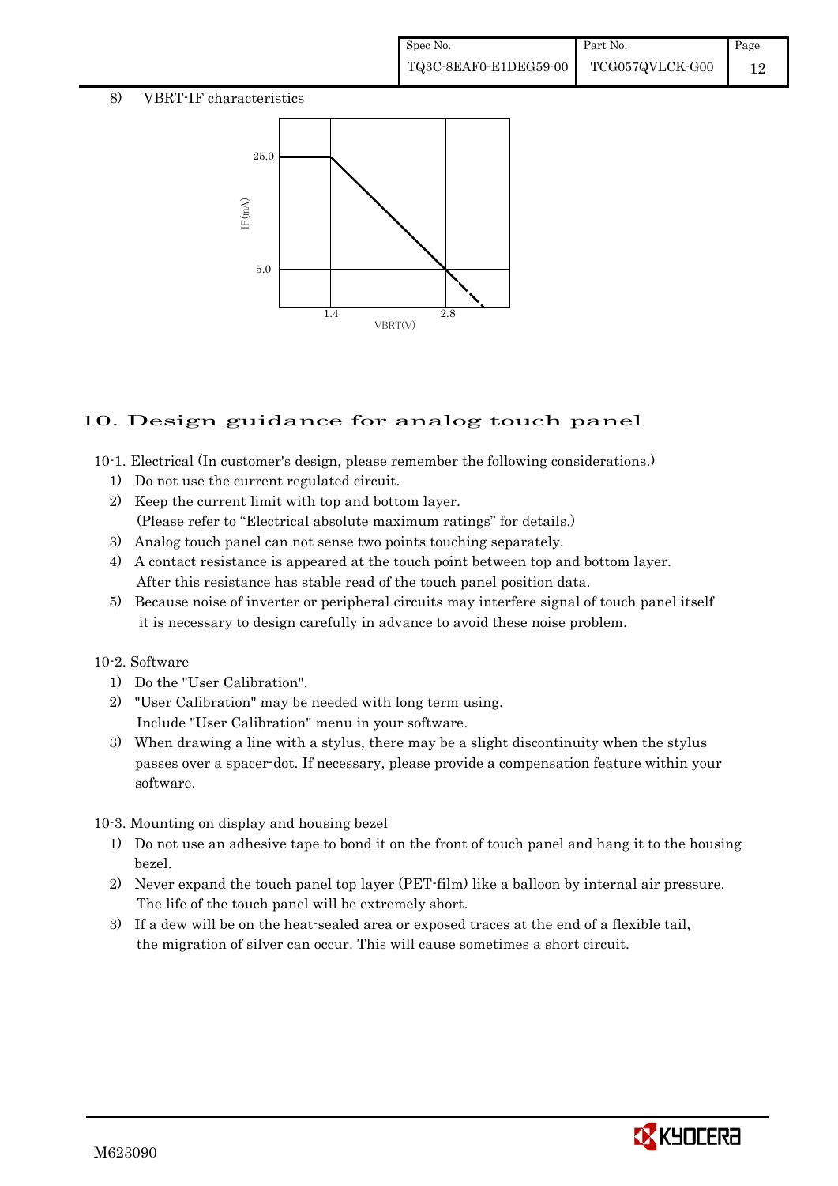8) VBRT-IF characteristics

25.0

IF(mA)

5.0

1.4 2.8

VBRT(V)

# 10. Design guidance for analog touch panel

10-1. Electrical (In customer's design, please remember the following considerations.)

1) Do not use the current regulated circuit.
2) Keep the current limit with top and bottom layer.
   (Please refer to "Electrical absolute maximum ratings" for details.)
3) Analog touch panel can not sense two points touching separately.
4) A contact resistance is appeared at the touch point between top and bottom layer.
   After this resistance has stable read of the touch panel position data.
5) Because noise of inverter or peripheral circuits may interfere signal of touch panel itself it is necessary to design carefully in advance to avoid these noise problem.

10-2. Software

1) Do the "User Calibration".
2) "User Calibration" may be needed with long term using.
   Include "User Calibration" menu in your software.
3) When drawing a line with a stylus, there may be a slight discontinuity when the stylus passes over a spacer-dot. If necessary, please provide a compensation feature within your software.

10-3. Mounting on display and housing bezel

1) Do not use an adhesive tape to bond it on the front of touch panel and hang it to the housing bezel.
2) Never expand the touch panel top layer (PET-film) like a balloon by internal air pressure.
   The life of the touch panel will be extremely short.
3) If a dew will be on the heat-sealed area or exposed traces at the end of a flexible tail, the migration of silver can occur. This will cause sometimes a short circuit.

M623090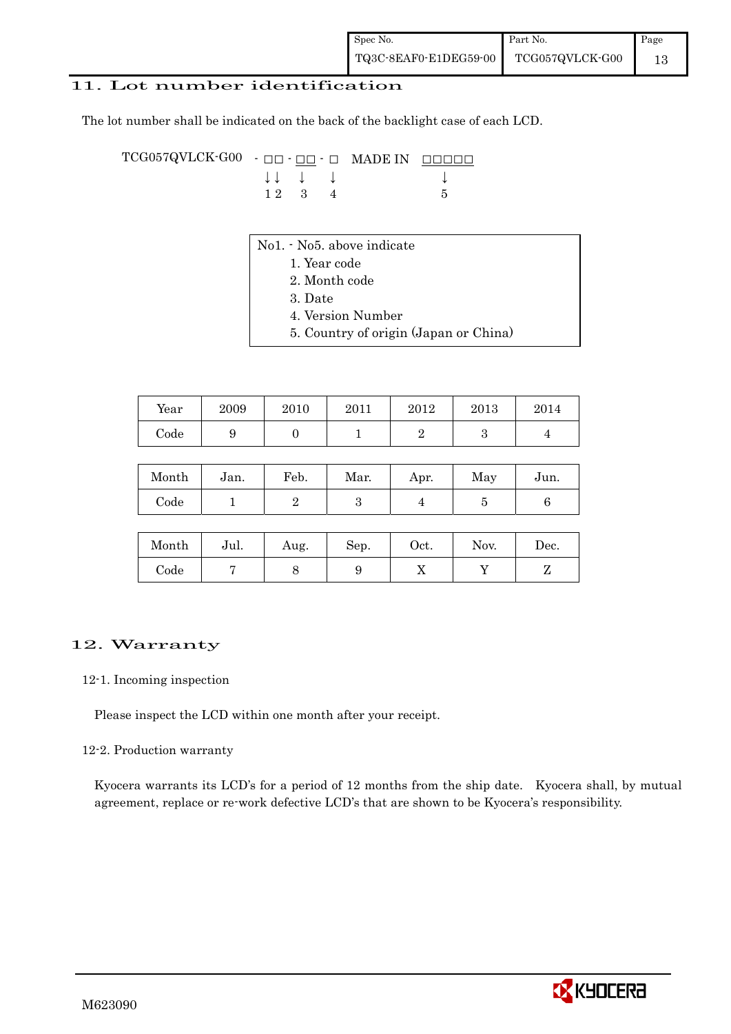## 11. Lot number identification

The lot number shall be indicated on the back of the backlight case of each LCD.

```
TCG057QVLCK-G00  - □□ - □□ - □   MADE IN  □□□□□
                   ↓↓   ↓    ↓              ↓
                   1 2  3    4              5
```

No1. - No5. above indicate

1. Year code
2. Month code
3. Date
4. Version Number
5. Country of origin (Japan or China)

| Year | 2009 | 2010 | 2011 | 2012 | 2013 | 2014 |
|---|---|---|---|---|---|---|
| Code | 9 | 0 | 1 | 2 | 3 | 4 |

| Month | Jan. | Feb. | Mar. | Apr. | May | Jun. |
|---|---|---|---|---|---|---|
| Code | 1 | 2 | 3 | 4 | 5 | 6 |

| Month | Jul. | Aug. | Sep. | Oct. | Nov. | Dec. |
|---|---|---|---|---|---|---|
| Code | 7 | 8 | 9 | X | Y | Z |

## 12. Warranty

### 12-1. Incoming inspection

Please inspect the LCD within one month after your receipt.

### 12-2. Production warranty

Kyocera warrants its LCD's for a period of 12 months from the ship date. Kyocera shall, by mutual agreement, replace or re-work defective LCD's that are shown to be Kyocera's responsibility.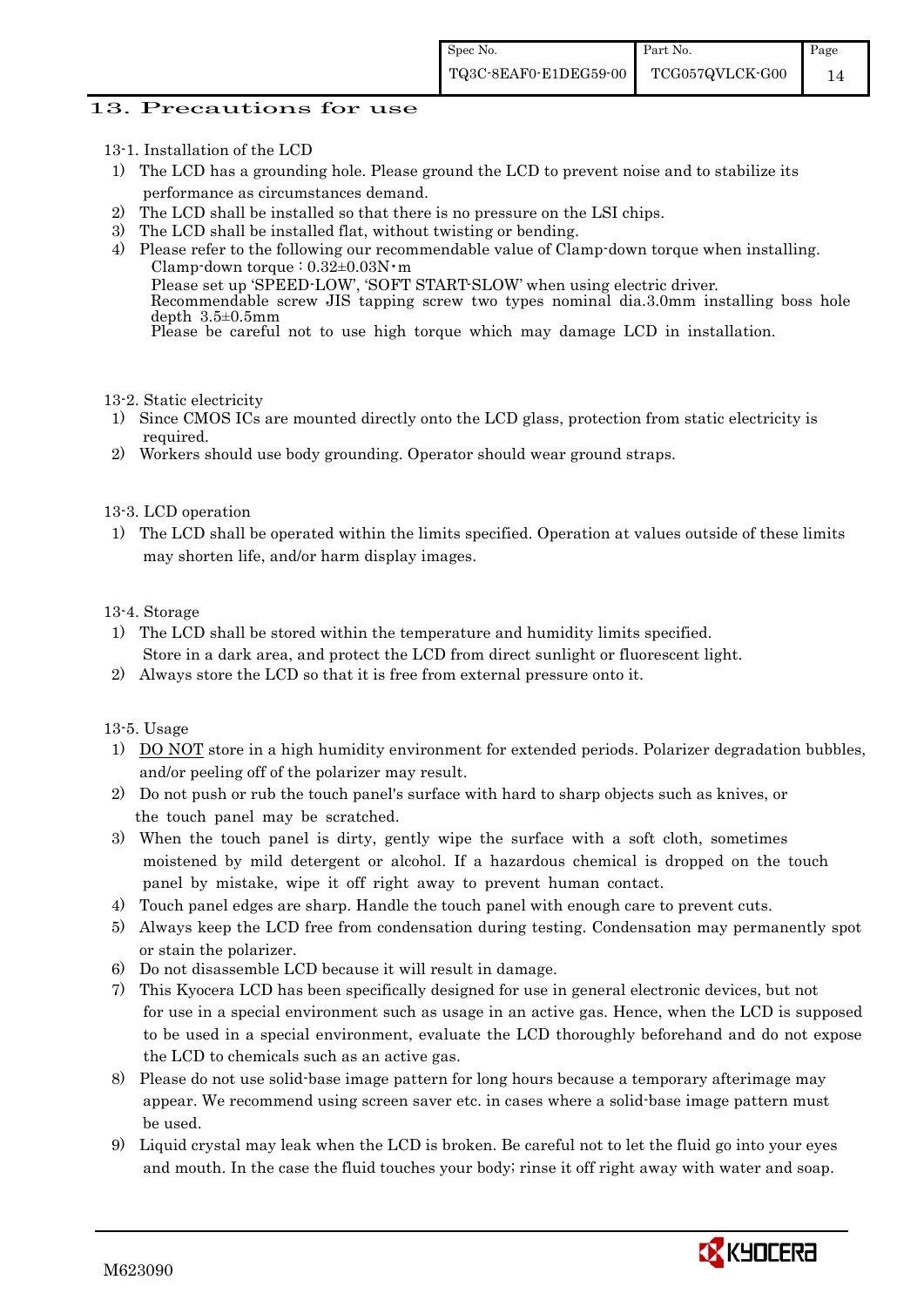## 13. Precautions for use

13-1. Installation of the LCD

1) The LCD has a grounding hole. Please ground the LCD to prevent noise and to stabilize its performance as circumstances demand.
2) The LCD shall be installed so that there is no pressure on the LSI chips.
3) The LCD shall be installed flat, without twisting or bending.
4) Please refer to the following our recommendable value of Clamp-down torque when installing.
   Clamp-down torque : 0.32±0.03N・m
   Please set up 'SPEED-LOW', 'SOFT START-SLOW' when using electric driver.
   Recommendable screw JIS tapping screw two types nominal dia.3.0mm installing boss hole depth 3.5±0.5mm
   Please be careful not to use high torque which may damage LCD in installation.

13-2. Static electricity

1) Since CMOS ICs are mounted directly onto the LCD glass, protection from static electricity is required.
2) Workers should use body grounding. Operator should wear ground straps.

13-3. LCD operation

1) The LCD shall be operated within the limits specified. Operation at values outside of these limits may shorten life, and/or harm display images.

13-4. Storage

1) The LCD shall be stored within the temperature and humidity limits specified.
   Store in a dark area, and protect the LCD from direct sunlight or fluorescent light.
2) Always store the LCD so that it is free from external pressure onto it.

13-5. Usage

1) DO NOT store in a high humidity environment for extended periods. Polarizer degradation bubbles, and/or peeling off of the polarizer may result.
2) Do not push or rub the touch panel's surface with hard to sharp objects such as knives, or the touch panel may be scratched.
3) When the touch panel is dirty, gently wipe the surface with a soft cloth, sometimes moistened by mild detergent or alcohol. If a hazardous chemical is dropped on the touch panel by mistake, wipe it off right away to prevent human contact.
4) Touch panel edges are sharp. Handle the touch panel with enough care to prevent cuts.
5) Always keep the LCD free from condensation during testing. Condensation may permanently spot or stain the polarizer.
6) Do not disassemble LCD because it will result in damage.
7) This Kyocera LCD has been specifically designed for use in general electronic devices, but not for use in a special environment such as usage in an active gas. Hence, when the LCD is supposed to be used in a special environment, evaluate the LCD thoroughly beforehand and do not expose the LCD to chemicals such as an active gas.
8) Please do not use solid-base image pattern for long hours because a temporary afterimage may appear. We recommend using screen saver etc. in cases where a solid-base image pattern must be used.
9) Liquid crystal may leak when the LCD is broken. Be careful not to let the fluid go into your eyes and mouth. In the case the fluid touches your body; rinse it off right away with water and soap.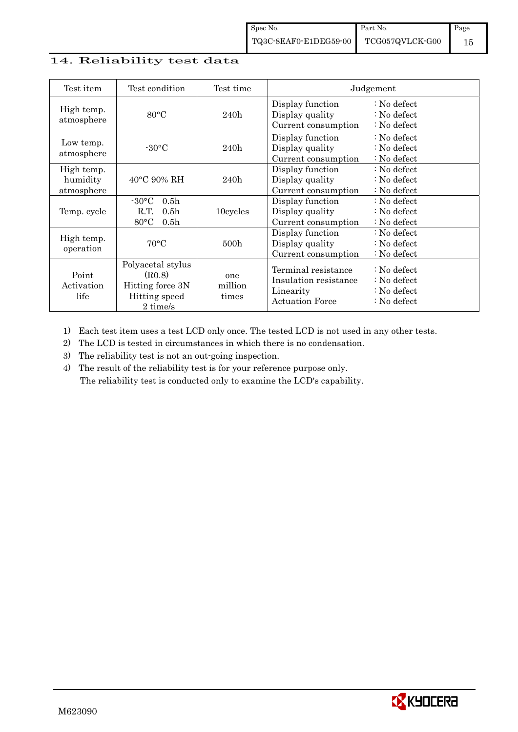## 14. Reliability test data

| Test item | Test condition | Test time | Judgement |
|---|---|---|---|
| High temp. atmosphere | 80°C | 240h | Display function : No defect<br>Display quality : No defect<br>Current consumption : No defect |
| Low temp. atmosphere | -30°C | 240h | Display function : No defect<br>Display quality : No defect<br>Current consumption : No defect |
| High temp. humidity atmosphere | 40°C 90% RH | 240h | Display function : No defect<br>Display quality : No defect<br>Current consumption : No defect |
| Temp. cycle | -30°C 0.5h<br>R.T. 0.5h<br>80°C 0.5h | 10cycles | Display function : No defect<br>Display quality : No defect<br>Current consumption : No defect |
| High temp. operation | 70°C | 500h | Display function : No defect<br>Display quality : No defect<br>Current consumption : No defect |
| Point Activation life | Polyacetal stylus (R0.8)<br>Hitting force 3N<br>Hitting speed 2 time/s | one million times | Terminal resistance : No defect<br>Insulation resistance : No defect<br>Linearity : No defect<br>Actuation Force : No defect |

1) Each test item uses a test LCD only once. The tested LCD is not used in any other tests.
2) The LCD is tested in circumstances in which there is no condensation.
3) The reliability test is not an out-going inspection.
4) The result of the reliability test is for your reference purpose only.
   The reliability test is conducted only to examine the LCD's capability.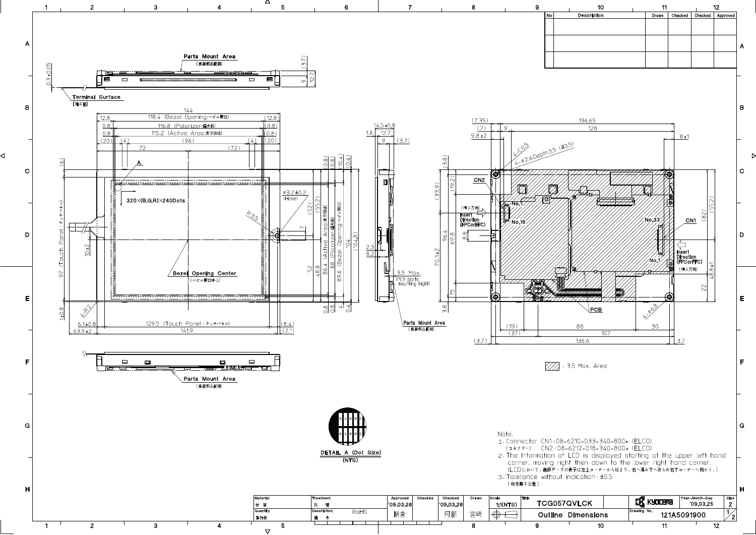| No | Description | Drawn | Checked | Checked | Approved |
|---|---|---|---|---|---|
| | | | | | |
| | | | | | |
| | | | | | |

Parts Mount Area
(実装部品範囲)

Terminal Surface
(端子面)

320×(B,G,R)×240Dots

Bezel Opening Center
(ベゼル開口中心)

DETAIL A (Dot Size)
(NTS)

: 3.5 Max. Area

Note.

1. Connector CN1:08-6210-033-340-800+ (ELCO)
   (コネクター) CN2:08-6212-018-340-800+ (ELCO)
2. The Information of LCD is displayed starting at the upper left hand corner, moving right then down to the lower right hand corner.
   (LCDにおいて、画像データの表示は左上コーナーから始まり、右へ進み下へ送られ右下コーナーへ向かう。)
3. Tolerance without indication : ±0.5
   (指示無き公差)

| Material 材質 | Treatment 処理 | Approved | Checked | Checked | Drawn | Scale | Title | | Year-Month-Day | Size |
|---|---|---|---|---|---|---|---|---|---|---|
| | | '09.03.26 | | '09.03.26 | | 1:1(NTS) | TCG057QVLCK | KYOCERA | '09.03.25 | 2 |
| Quantity 製作数 | Description: 備考 RoHS | 朝倉 | | 阿部 | 宮崎 | | Outline Dimensions | Drawing No. 121A5091900 | | 1/2 |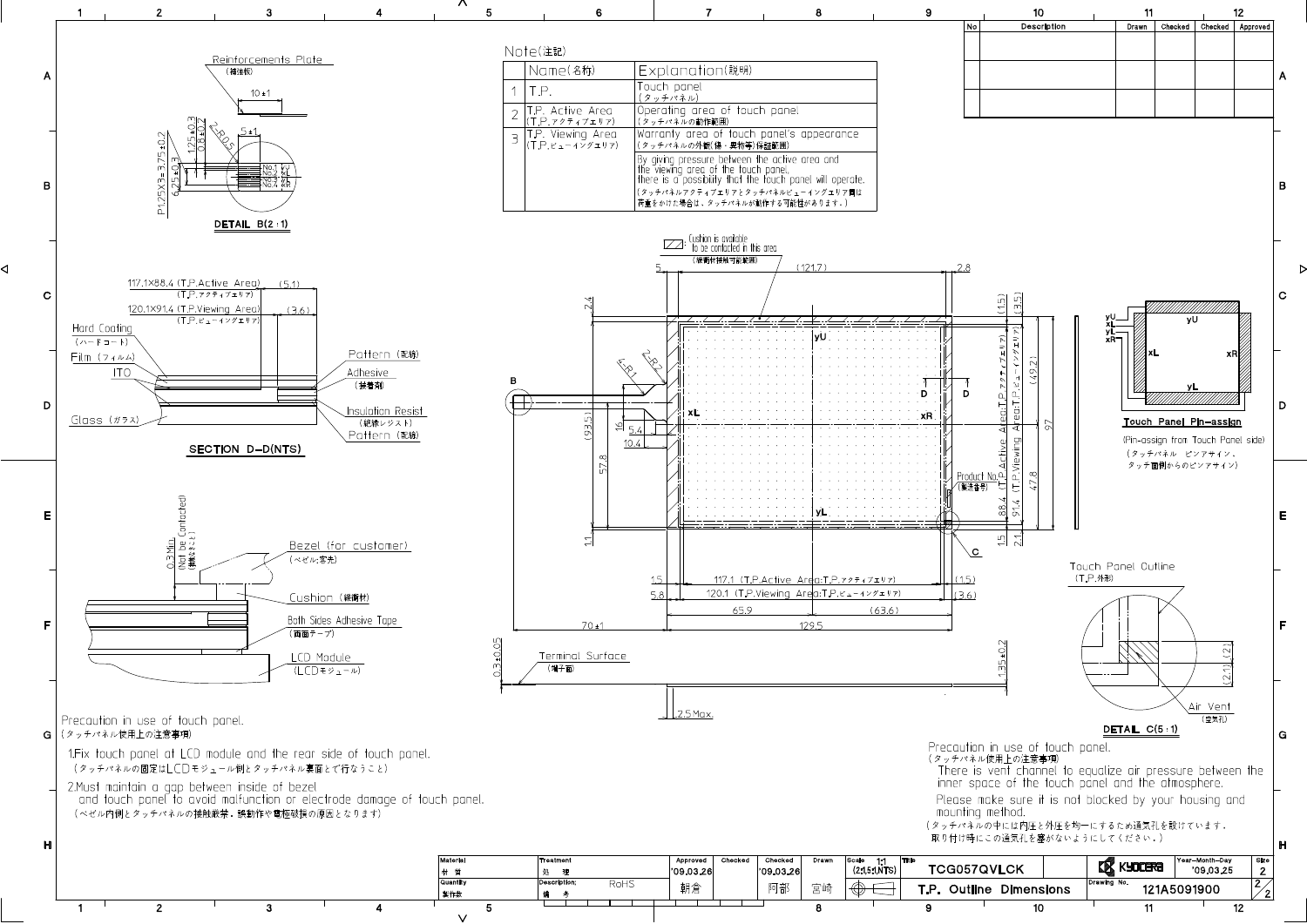## Note(注記)

| | Name(名称) | Explanation(説明) |
|---|---|---|
| 1 | T.P. | Touch panel (タッチパネル) |
| 2 | T.P. Active Area (T.P.アクティブエリア) | Operating area of touch panel (タッチパネルの動作範囲) |
| 3 | T.P. Viewing Area (T.P.ビューイングエリア) | Warranty area of touch panel's appearance (タッチパネルの外観(傷・異物等)保証範囲) By giving pressure between the active area and the viewing area of the touch panel, there is a possibility that the touch panel will operate. (タッチパネルアクティブエリアとタッチパネルビューイングエリア間は荷重をかけた場合は、タッチパネルが動作する可能性があります。) |

| No | Description | Drawn | Checked | Checked | Approved |
|---|---|---|---|---|---|
| | | | | | |
| | | | | | |
| | | | | | |

Reinforcements Plate (補強板)

DETAIL B(2:1)

117.1×88.4 (T.P.Active Area) (T.P.アクティブエリア) (5.1)

120.1×91.4 (T.P.Viewing Area) (T.P.ビューイングエリア) (3.6)

Hard Coating (ハードコート)

Film (フィルム)

ITO

Glass (ガラス)

Pattern (配線)

Adhesive (接着剤)

Insulation Resist (絶縁レジスト)

Pattern (配線)

SECTION D-D(NTS)

0.3 Min (Not be Contacted) (接触なきこと)

Bezel (for customer) (ベゼル:客先)

Cushion (緩衝材)

Both Sides Adhesive Tape (両面テープ)

LCD Module (LCDモジュール)

Cushion is available to be contacted in this area (緩衝材接触可能範囲)

Product No. (製造番号)

Terminal Surface (端子面)

117.1 (T.P.Active Area:T.P.アクティブエリア)

120.1 (T.P.Viewing Area:T.P.ビューイングエリア)

88.4 (T.P.Active Area:T.P.アクティブエリア)

91.4 (T.P.Viewing Area:T.P.ビューイングエリア)

Touch Panel Pin-assign

(Pin-assign from Touch Panel side) (タッチパネル ピンアサイン、タッチ面側からのピンアサイン)

Touch Panel Outline (T.P.外形)

Air Vent (空気孔)

DETAIL C(5:1)

### Precaution in use of touch panel.
(タッチパネル使用上の注意事項)

1. Fix touch panel at LCD module and the rear side of touch panel.
(タッチパネルの固定はLCDモジュール側とタッチパネル裏面とで行なうこと)

2. Must maintain a gap between inside of bezel and touch panel to avoid malfunction or electrode damage of touch panel.
(ベゼル内側とタッチパネルの接触厳禁。誤動作や電極破損の原因となります)

### Precaution in use of touch panel.
(タッチパネル使用上の注意事項)

There is vent channel to equalize air pressure between the inner space of the touch panel and the atmosphere.

Please make sure it is not blocked by your housing and mounting method.

(タッチパネルの中には内圧と外圧を均一にするため通気孔を設けています。取り付け時にこの通気孔を塞がないようにしてください。)

| Material 材質 | Treatment 処理 | Approved | Checked | Checked | Drawn | Scale | Title | Year-Month-Day | Size |
|---|---|---|---|---|---|---|---|---|---|
| | | '09.03.26 | | '09.03.26 | | 1:1 (2:1,5:1,NTS) | TCG057QVLCK | '09.03.25 | 2 |
| Quantity 製作数 | Description: 備考 RoHS | 朝倉 | | 阿部 | 宮崎 | | T.P. Outline Dimensions | Drawing No. 121A5091900 | 2/2 |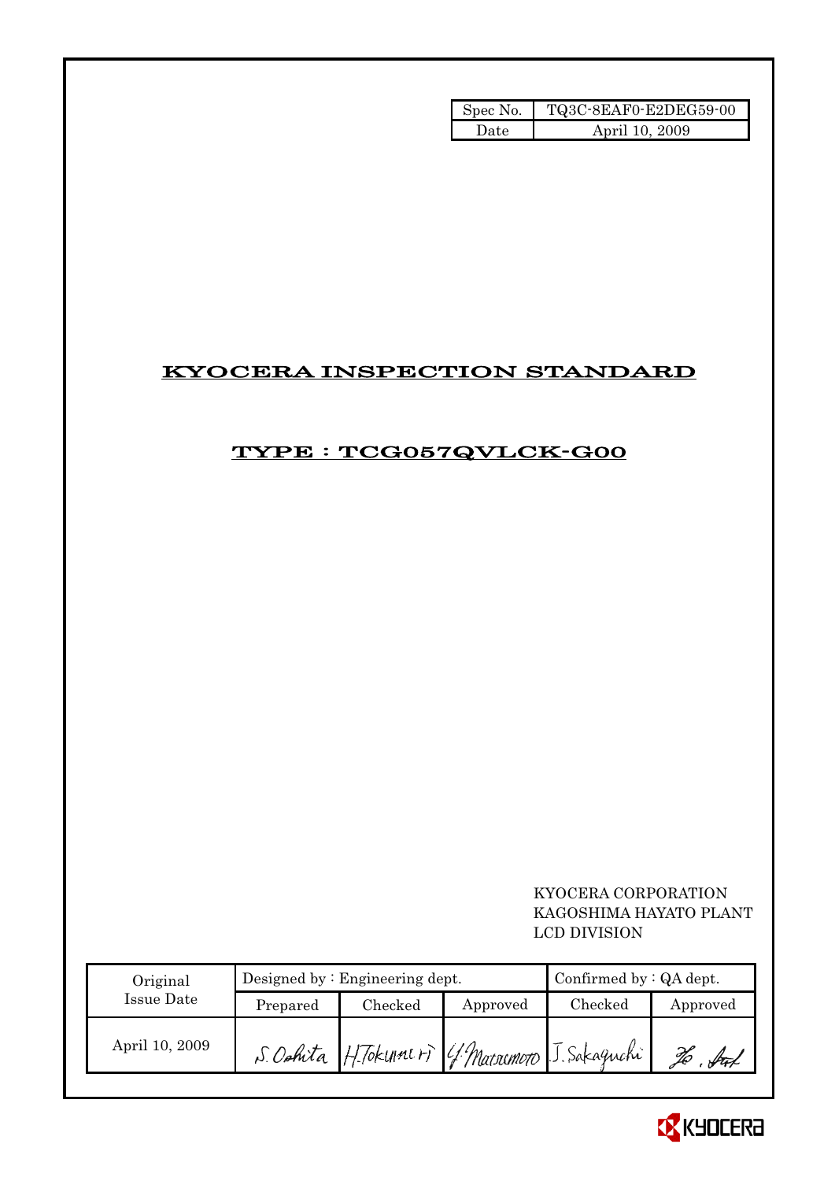| Spec No. | TQ3C-8EAF0-E2DEG59-00 |
| --- | --- |
| Date | April 10, 2009 |

# KYOCERA INSPECTION STANDARD

## TYPE : TCG057QVLCK-G00

KYOCERA CORPORATION
KAGOSHIMA HAYATO PLANT
LCD DIVISION

| Original Issue Date | Designed by : Engineering dept. | | | Confirmed by : QA dept. | |
| --- | --- | --- | --- | --- | --- |
| | Prepared | Checked | Approved | Checked | Approved |
| April 10, 2009 | S. Oshita | H. Tokunori | Y. Matsumoto | J. Sakaguchi | Ho. Sat |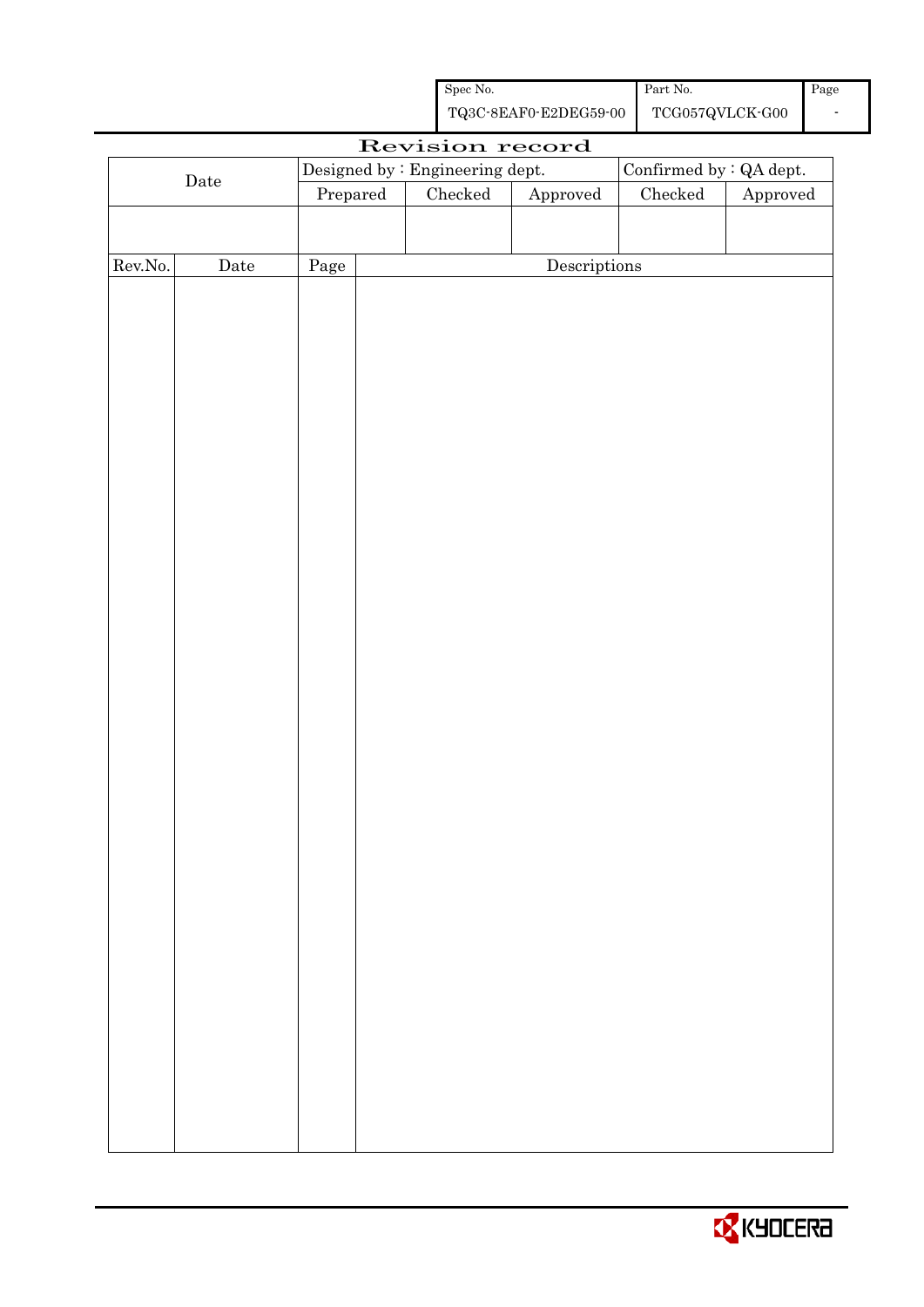| Spec No. | Part No. | Page |
|---|---|---|
| TQ3C-8EAF0-E2DEG59-00 | TCG057QVLCK-G00 | - |

# Revision record

| Date | Designed by : Engineering dept. | | | Confirmed by : QA dept. | |
|---|---|---|---|---|---|
| | Prepared | Checked | Approved | Checked | Approved |
| | | | | | |

| Rev.No. | Date | Page | Descriptions |
|---|---|---|---|
| | | | |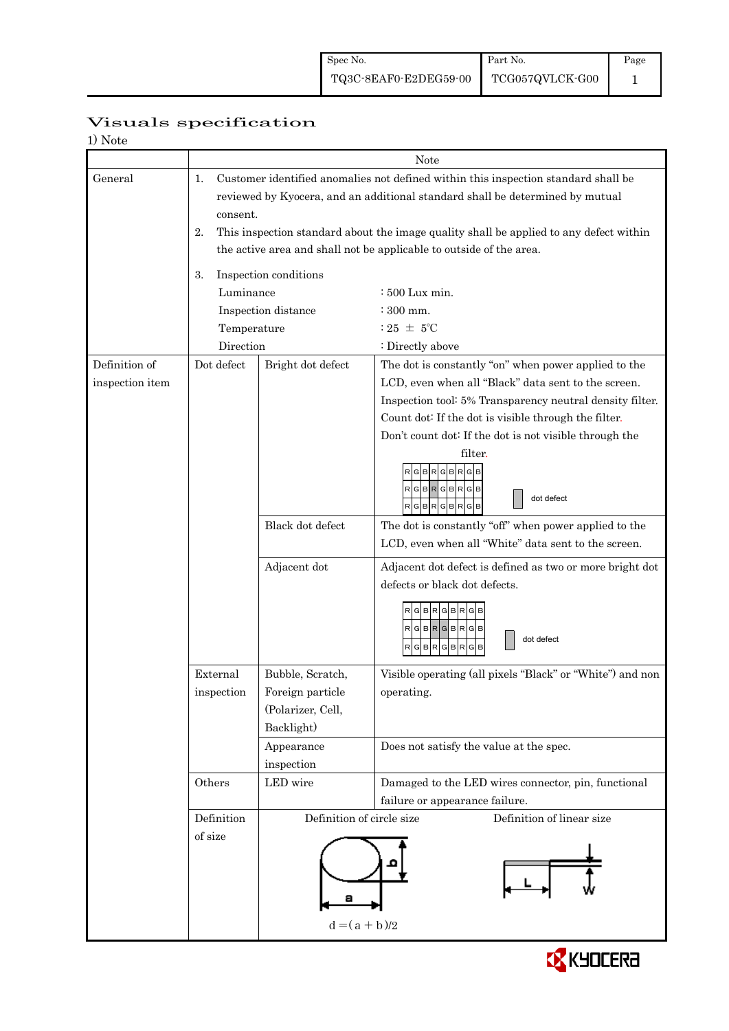| Spec No. | Part No. | Page |
|---|---|---|
| TQ3C-8EAF0-E2DEG59-00 | TCG057QVLCK-G00 | 1 |

# Visuals specification

1) Note

| | | | Note |
|---|---|---|---|
| General | 1. Customer identified anomalies not defined within this inspection standard shall be reviewed by Kyocera, and an additional standard shall be determined by mutual consent.<br>2. This inspection standard about the image quality shall be applied to any defect within the active area and shall not be applicable to outside of the area.<br>3. Inspection conditions<br>Luminance : 500 Lux min.<br>Inspection distance : 300 mm.<br>Temperature : 25 ± 5℃<br>Direction : Directly above | | |
| Definition of inspection item | Dot defect | Bright dot defect | The dot is constantly "on" when power applied to the LCD, even when all "Black" data sent to the screen.<br>Inspection tool: 5% Transparency neutral density filter.<br>Count dot: If the dot is visible through the filter.<br>Don't count dot: If the dot is not visible through the filter.<br>RGBRGBRGB / RGBRGBRGB / RGBRGBRGB — dot defect |
| | | Black dot defect | The dot is constantly "off" when power applied to the LCD, even when all "White" data sent to the screen. |
| | | Adjacent dot | Adjacent dot defect is defined as two or more bright dot defects or black dot defects.<br>RGBRGBRGB / RGBRGBRGB / RGBRGBRGB — dot defect |
| | External inspection | Bubble, Scratch, Foreign particle (Polarizer, Cell, Backlight) | Visible operating (all pixels "Black" or "White") and non operating. |
| | | Appearance inspection | Does not satisfy the value at the spec. |
| | Others | LED wire | Damaged to the LED wires connector, pin, functional failure or appearance failure. |
| | Definition of size | Definition of circle size: $d = (a + b)/2$ | Definition of linear size: L, W |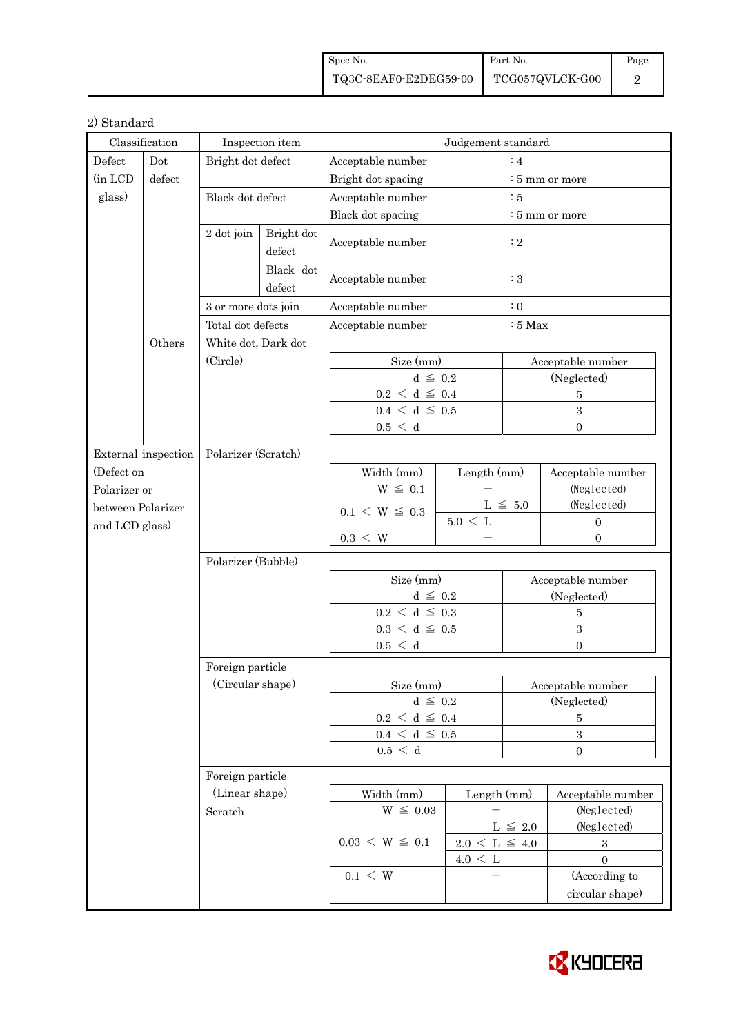2) Standard

| Classification | | Inspection item | | Judgement standard | |
|---|---|---|---|---|---|
| Defect (in LCD glass) | Dot defect | Bright dot defect | | Acceptable number<br>Bright dot spacing | : 4<br>: 5 mm or more |
| | | Black dot defect | | Acceptable number<br>Black dot spacing | : 5<br>: 5 mm or more |
| | | 2 dot join | Bright dot defect | Acceptable number | : 2 |
| | | | Black dot defect | Acceptable number | : 3 |
| | | 3 or more dots join | | Acceptable number | : 0 |
| | | Total dot defects | | Acceptable number | : 5 Max |
| | Others | White dot, Dark dot (Circle) | | See table below | |

**White dot, Dark dot (Circle)**

| Size (mm) | Acceptable number |
|---|---|
| d ≦ 0.2 | (Neglected) |
| 0.2 < d ≦ 0.4 | 5 |
| 0.4 < d ≦ 0.5 | 3 |
| 0.5 < d | 0 |

**External inspection (Defect on Polarizer or between Polarizer and LCD glass)**

Polarizer (Scratch)

| Width (mm) | Length (mm) | Acceptable number |
|---|---|---|
| W ≦ 0.1 | − | (Neglected) |
| 0.1 < W ≦ 0.3 | L ≦ 5.0 | (Neglected) |
| | 5.0 < L | 0 |
| 0.3 < W | − | 0 |

Polarizer (Bubble)

| Size (mm) | Acceptable number |
|---|---|
| d ≦ 0.2 | (Neglected) |
| 0.2 < d ≦ 0.3 | 5 |
| 0.3 < d ≦ 0.5 | 3 |
| 0.5 < d | 0 |

Foreign particle (Circular shape)

| Size (mm) | Acceptable number |
|---|---|
| d ≦ 0.2 | (Neglected) |
| 0.2 < d ≦ 0.4 | 5 |
| 0.4 < d ≦ 0.5 | 3 |
| 0.5 < d | 0 |

Foreign particle (Linear shape) Scratch

| Width (mm) | Length (mm) | Acceptable number |
|---|---|---|
| W ≦ 0.03 | − | (Neglected) |
| 0.03 < W ≦ 0.1 | L ≦ 2.0 | (Neglected) |
| | 2.0 < L ≦ 4.0 | 3 |
| | 4.0 < L | 0 |
| 0.1 < W | − | (According to circular shape) |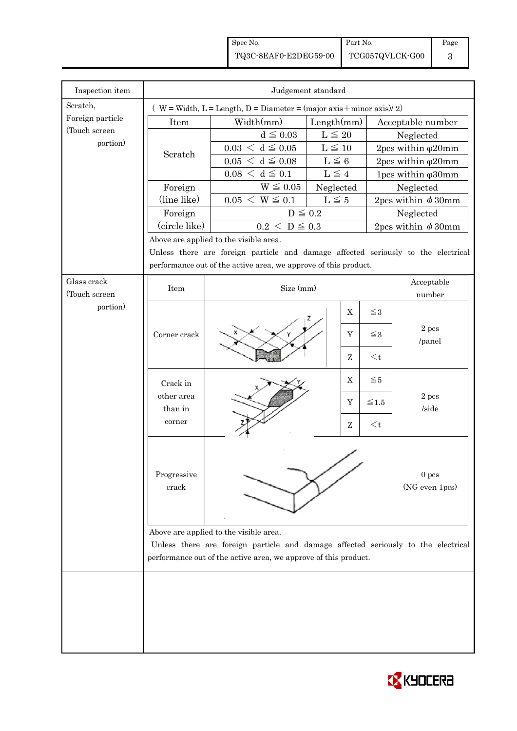| Inspection item | Judgement standard | | | |
|---|---|---|---|---|
| Scratch, Foreign particle (Touch screen portion) | ( W = Width, L = Length, D = Diameter = (major axis + minor axis)/ 2) | | | |
| | Item | Width(mm) | Length(mm) | Acceptable number |
| | Scratch | d ≦ 0.03 | L ≦ 20 | Neglected |
| | | 0.03 < d ≦ 0.05 | L ≦ 10 | 2pcs within φ20mm |
| | | 0.05 < d ≦ 0.08 | L ≦ 6 | 2pcs within φ20mm |
| | | 0.08 < d ≦ 0.1 | L ≦ 4 | 1pcs within φ30mm |
| | Foreign (line like) | W ≦ 0.05 | Neglected | Neglected |
| | | 0.05 < W ≦ 0.1 | L ≦ 5 | 2pcs within φ30mm |
| | Foreign (circle like) | D ≦ 0.2 | | Neglected |
| | | 0.2 < D ≦ 0.3 | | 2pcs within φ30mm |

Above are applied to the visible area.

Unless there are foreign particle and damage affected seriously to the electrical performance out of the active area, we approve of this product.

| Inspection item | Item | Size (mm) | | Acceptable number |
|---|---|---|---|---|
| Glass crack (Touch screen portion) | Corner crack | X | ≦3 | 2 pcs /panel |
| | | Y | ≦3 | |
| | | Z | <t | |
| | Crack in other area than in corner | X | ≦5 | 2 pcs /side |
| | | Y | ≦1.5 | |
| | | Z | <t | |
| | Progressive crack | | | 0 pcs (NG even 1pcs) |

Above are applied to the visible area.

Unless there are foreign particle and damage affected seriously to the electrical performance out of the active area, we approve of this product.